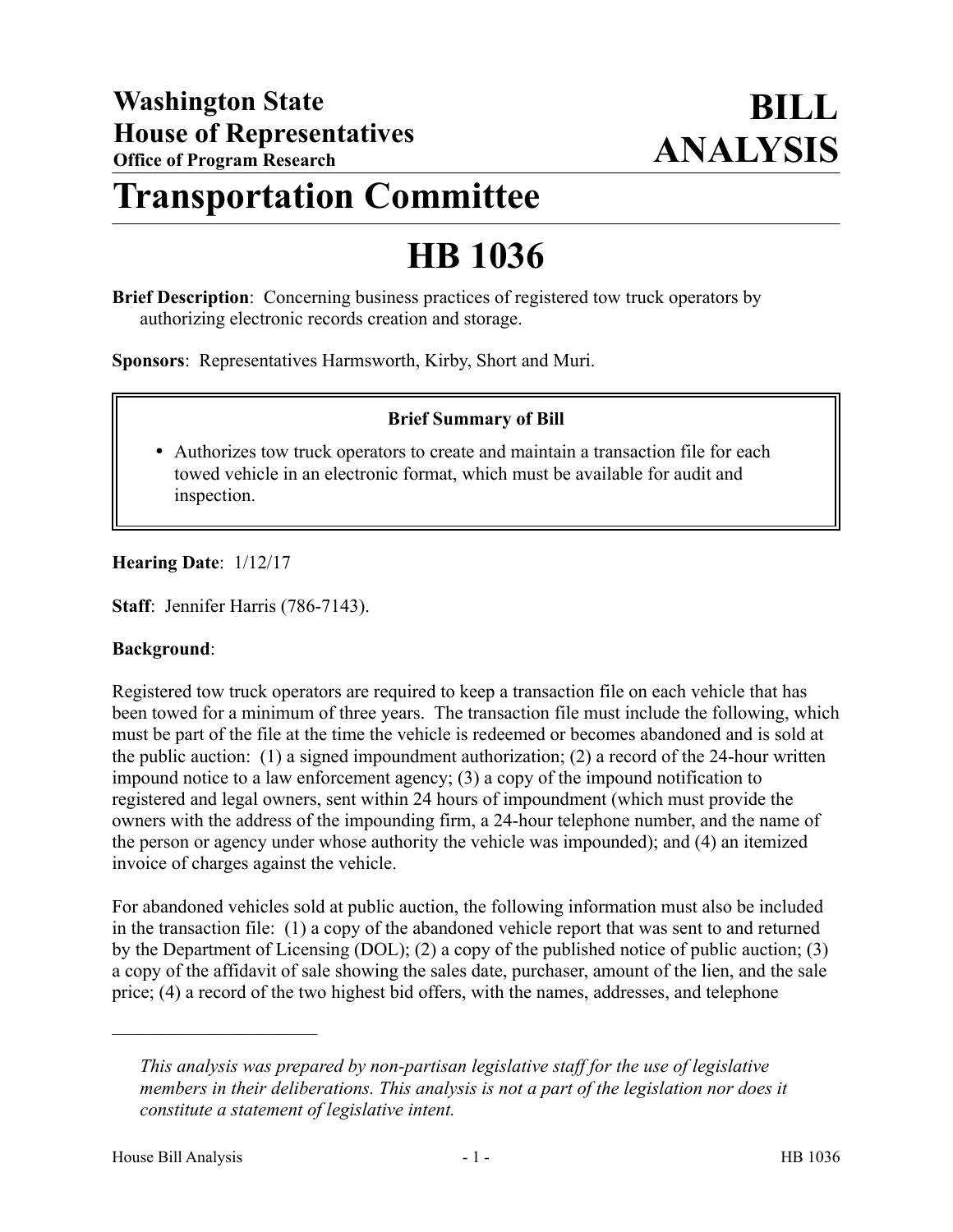# Washington State House of Representatives

**Office of Program Research**

# BILL ANALYSIS

# Transportation Committee

# HB 1036

**Brief Description**: Concerning business practices of registered tow truck operators by authorizing electronic records creation and storage.

**Sponsors**: Representatives Harmsworth, Kirby, Short and Muri.

**Brief Summary of Bill**

- Authorizes tow truck operators to create and maintain a transaction file for each towed vehicle in an electronic format, which must be available for audit and inspection.

**Hearing Date**: 1/12/17

**Staff**: Jennifer Harris (786-7143).

**Background**:

Registered tow truck operators are required to keep a transaction file on each vehicle that has been towed for a minimum of three years. The transaction file must include the following, which must be part of the file at the time the vehicle is redeemed or becomes abandoned and is sold at the public auction: (1) a signed impoundment authorization; (2) a record of the 24-hour written impound notice to a law enforcement agency; (3) a copy of the impound notification to registered and legal owners, sent within 24 hours of impoundment (which must provide the owners with the address of the impounding firm, a 24-hour telephone number, and the name of the person or agency under whose authority the vehicle was impounded); and (4) an itemized invoice of charges against the vehicle.

For abandoned vehicles sold at public auction, the following information must also be included in the transaction file: (1) a copy of the abandoned vehicle report that was sent to and returned by the Department of Licensing (DOL); (2) a copy of the published notice of public auction; (3) a copy of the affidavit of sale showing the sales date, purchaser, amount of the lien, and the sale price; (4) a record of the two highest bid offers, with the names, addresses, and telephone

---

*This analysis was prepared by non-partisan legislative staff for the use of legislative members in their deliberations. This analysis is not a part of the legislation nor does it constitute a statement of legislative intent.*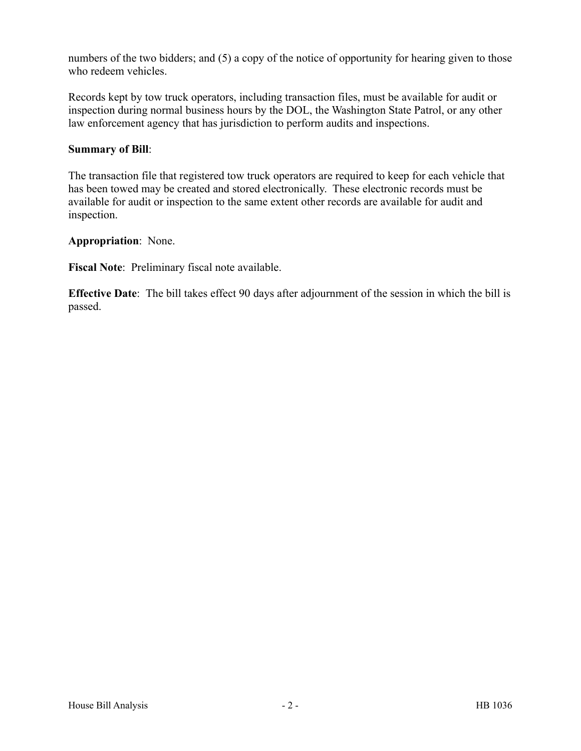numbers of the two bidders; and (5) a copy of the notice of opportunity for hearing given to those who redeem vehicles.

Records kept by tow truck operators, including transaction files, must be available for audit or inspection during normal business hours by the DOL, the Washington State Patrol, or any other law enforcement agency that has jurisdiction to perform audits and inspections.

**Summary of Bill**:

The transaction file that registered tow truck operators are required to keep for each vehicle that has been towed may be created and stored electronically. These electronic records must be available for audit or inspection to the same extent other records are available for audit and inspection.

**Appropriation**: None.

**Fiscal Note**: Preliminary fiscal note available.

**Effective Date**: The bill takes effect 90 days after adjournment of the session in which the bill is passed.